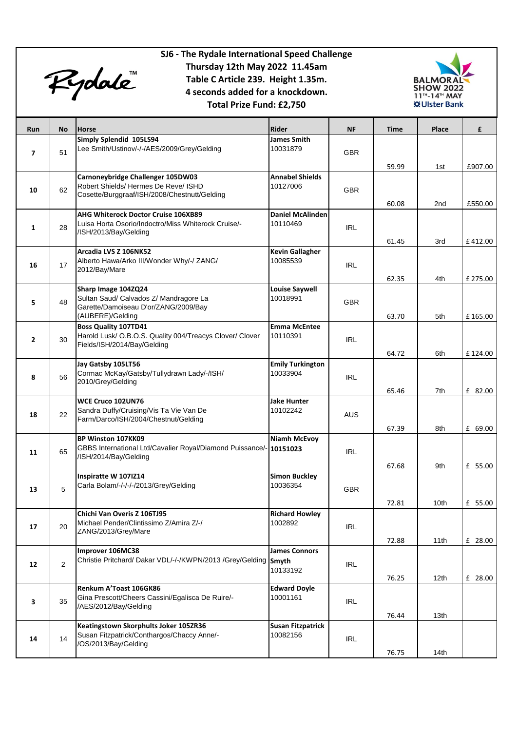# SJ6 - The Rydale International Speed Challenge

**Thursday 12th May 2022 11.45am**
**Table C Article 239. Height 1.35m.**
**4 seconds added for a knockdown.**
**Total Prize Fund: £2,750**

| Run | No | Horse | Rider | NF | Time | Place | £ |
|---|---|---|---|---|---|---|---|
| 7 | 51 | **Simply Splendid 105LS94** Lee Smith/Ustinov/-/-/AES/2009/Grey/Gelding | **James Smith** 10031879 | GBR | 59.99 | 1st | £907.00 |
| 10 | 62 | **Carnoneybridge Challenger 105DW03** Robert Shields/ Hermes De Reve/ ISHD Cosette/Burggraaf/ISH/2008/Chestnutt/Gelding | **Annabel Shields** 10127006 | GBR | 60.08 | 2nd | £550.00 |
| 1 | 28 | **AHG Whiterock Doctor Cruise 106XB89** Luisa Horta Osorio/Indoctro/Miss Whiterock Cruise/-/ISH/2013/Bay/Gelding | **Daniel McAlinden** 10110469 | IRL | 61.45 | 3rd | £412.00 |
| 16 | 17 | **Arcadia LVS Z 106NK52** Alberto Hawa/Arko III/Wonder Why/-/ ZANG/ 2012/Bay/Mare | **Kevin Gallagher** 10085539 | IRL | 62.35 | 4th | £275.00 |
| 5 | 48 | **Sharp Image 104ZQ24** Sultan Saud/ Calvados Z/ Mandragore La Garette/Damoiseau D'or/ZANG/2009/Bay (AUBERE)/Gelding | **Louise Saywell** 10018991 | GBR | 63.70 | 5th | £165.00 |
| 2 | 30 | **Boss Quality 107TD41** Harold Lusk/ O.B.O.S. Quality 004/Treacys Clover/ Clover Fields/ISH/2014/Bay/Gelding | **Emma McEntee** 10110391 | IRL | 64.72 | 6th | £124.00 |
| 8 | 56 | **Jay Gatsby 105LT56** Cormac McKay/Gatsby/Tullydrawn Lady/-/ISH/ 2010/Grey/Gelding | **Emily Turkington** 10033904 | IRL | 65.46 | 7th | £ 82.00 |
| 18 | 22 | **WCE Cruco 102UN76** Sandra Duffy/Cruising/Vis Ta Vie Van De Farm/Darco/ISH/2004/Chestnut/Gelding | **Jake Hunter** 10102242 | AUS | 67.39 | 8th | £ 69.00 |
| 11 | 65 | **BP Winston 107KK09** GBBS International Ltd/Cavalier Royal/Diamond Puissance/-/ISH/2014/Bay/Gelding | **Niamh McEvoy** **10151023** | IRL | 67.68 | 9th | £ 55.00 |
| 13 | 5 | **Inspiratte W 107IZ14** Carla Bolam/-/-/-/-/2013/Grey/Gelding | **Simon Buckley** 10036354 | GBR | 72.81 | 10th | £ 55.00 |
| 17 | 20 | **Chichi Van Overis Z 106TJ95** Michael Pender/Clintissimo Z/Amira Z/-/ ZANG/2013/Grey/Mare | **Richard Howley** 1002892 | IRL | 72.88 | 11th | £ 28.00 |
| 12 | 2 | **Improver 106MC38** Christie Pritchard/ Dakar VDL/-/-/KWPN/2013 /Grey/Gelding | **James Connors Smyth** 10133192 | IRL | 76.25 | 12th | £ 28.00 |
| 3 | 35 | **Renkum A'Toast 106GK86** Gina Prescott/Cheers Cassini/Egalisca De Ruire/-/AES/2012/Bay/Gelding | **Edward Doyle** 10001161 | IRL | 76.44 | 13th | |
| 14 | 14 | **Keatingstown Skorphults Joker 105ZR36** Susan Fitzpatrick/Conthargos/Chaccy Anne/-/OS/2013/Bay/Gelding | **Susan Fitzpatrick** 10082156 | IRL | 76.75 | 14th | |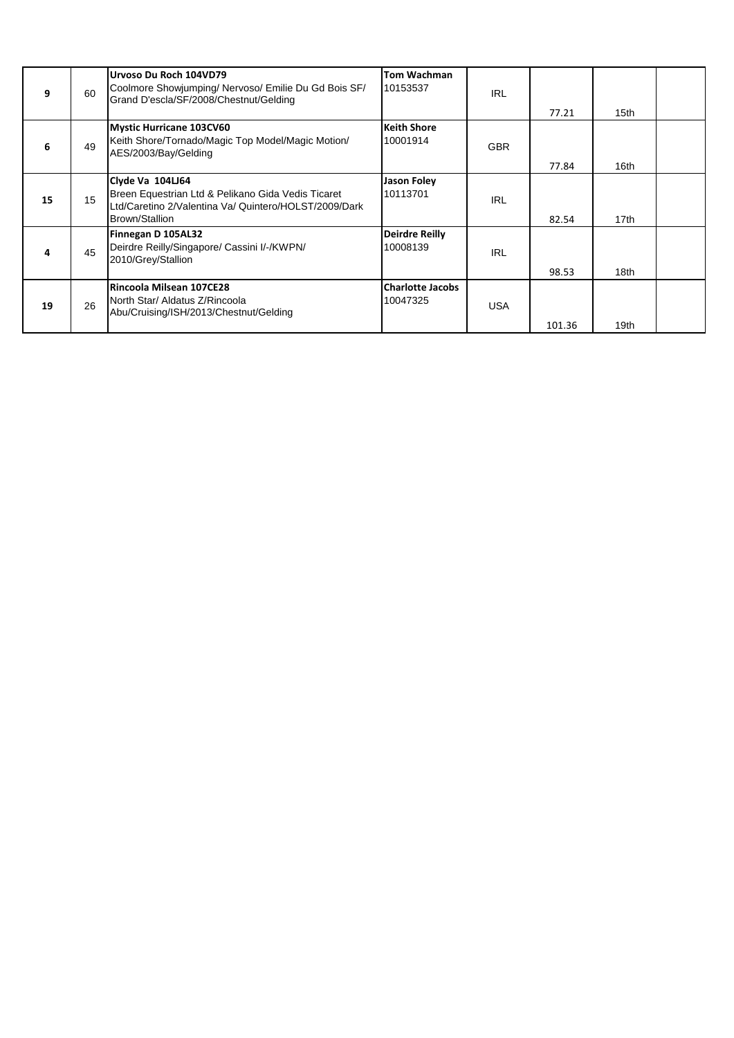| | | | | | | | |
|---|---|---|---|---|---|---|---|
| **9** | 60 | **Urvoso Du Roch 104VD79**<br>Coolmore Showjumping/ Nervoso/ Emilie Du Gd Bois SF/ Grand D'escla/SF/2008/Chestnut/Gelding | **Tom Wachman**<br>10153537 | IRL | 77.21 | 15th | |
| **6** | 49 | **Mystic Hurricane 103CV60**<br>Keith Shore/Tornado/Magic Top Model/Magic Motion/ AES/2003/Bay/Gelding | **Keith Shore**<br>10001914 | GBR | 77.84 | 16th | |
| **15** | 15 | **Clyde Va 104LJ64**<br>Breen Equestrian Ltd & Pelikano Gida Vedis Ticaret Ltd/Caretino 2/Valentina Va/ Quintero/HOLST/2009/Dark Brown/Stallion | **Jason Foley**<br>10113701 | IRL | 82.54 | 17th | |
| **4** | 45 | **Finnegan D 105AL32**<br>Deirdre Reilly/Singapore/ Cassini I/-/KWPN/ 2010/Grey/Stallion | **Deirdre Reilly**<br>10008139 | IRL | 98.53 | 18th | |
| **19** | 26 | **Rincoola Milsean 107CE28**<br>North Star/ Aldatus Z/Rincoola Abu/Cruising/ISH/2013/Chestnut/Gelding | **Charlotte Jacobs**<br>10047325 | USA | 101.36 | 19th | |